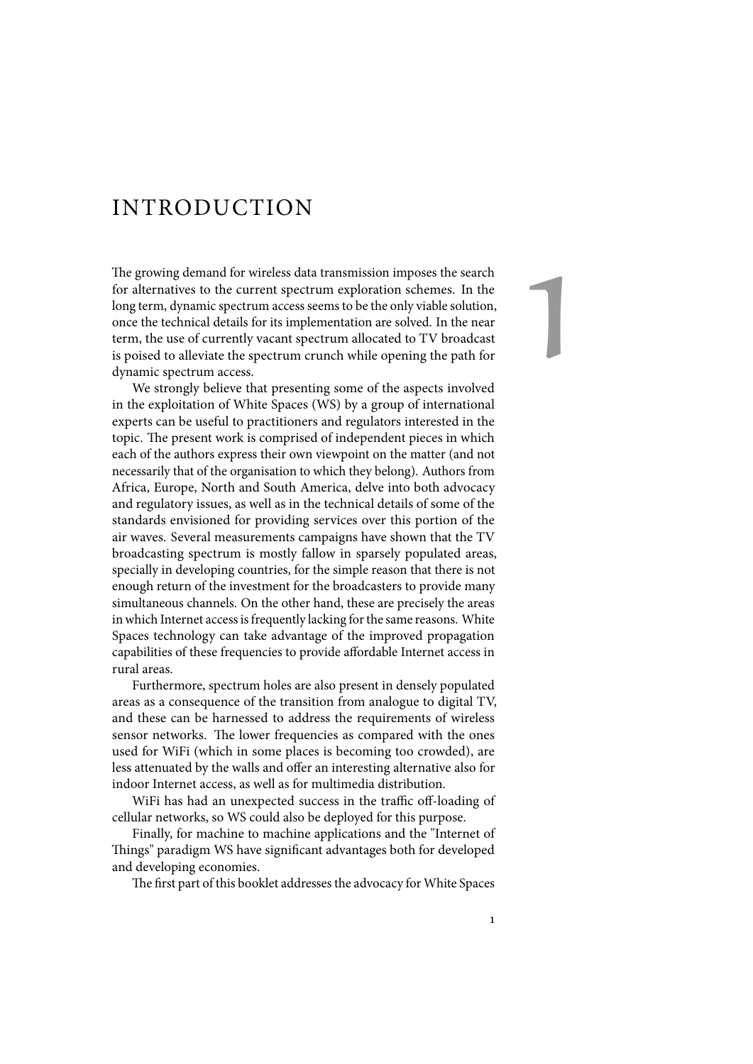# 1 INTRODUCTION

The growing demand for wireless data transmission imposes the search for alternatives to the current spectrum exploration schemes. In the long term, dynamic spectrum access seems to be the only viable solution, once the technical details for its implementation are solved. In the near term, the use of currently vacant spectrum allocated to TV broadcast is poised to alleviate the spectrum crunch while opening the path for dynamic spectrum access.

We strongly believe that presenting some of the aspects involved in the exploitation of White Spaces (WS) by a group of international experts can be useful to practitioners and regulators interested in the topic. The present work is comprised of independent pieces in which each of the authors express their own viewpoint on the matter (and not necessarily that of the organisation to which they belong). Authors from Africa, Europe, North and South America, delve into both advocacy and regulatory issues, as well as in the technical details of some of the standards envisioned for providing services over this portion of the air waves. Several measurements campaigns have shown that the TV broadcasting spectrum is mostly fallow in sparsely populated areas, specially in developing countries, for the simple reason that there is not enough return of the investment for the broadcasters to provide many simultaneous channels. On the other hand, these are precisely the areas in which Internet access is frequently lacking for the same reasons. White Spaces technology can take advantage of the improved propagation capabilities of these frequencies to provide affordable Internet access in rural areas.

Furthermore, spectrum holes are also present in densely populated areas as a consequence of the transition from analogue to digital TV, and these can be harnessed to address the requirements of wireless sensor networks. The lower frequencies as compared with the ones used for WiFi (which in some places is becoming too crowded), are less attenuated by the walls and offer an interesting alternative also for indoor Internet access, as well as for multimedia distribution.

WiFi has had an unexpected success in the traffic off-loading of cellular networks, so WS could also be deployed for this purpose.

Finally, for machine to machine applications and the "Internet of Things" paradigm WS have significant advantages both for developed and developing economies.

The first part of this booklet addresses the advocacy for White Spaces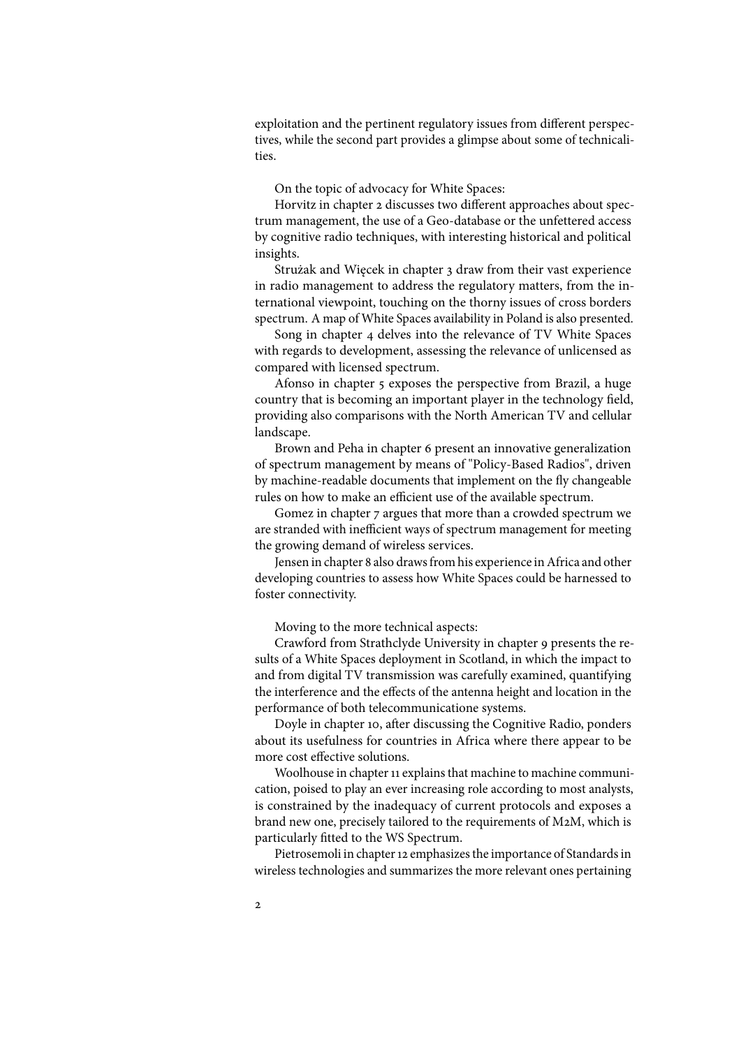exploitation and the pertinent regulatory issues from different perspectives, while the second part provides a glimpse about some of technicalities.

On the topic of advocacy for White Spaces:

Horvitz in chapter 2 discusses two different approaches about spectrum management, the use of a Geo-database or the unfettered access by cognitive radio techniques, with interesting historical and political insights.

Strużak and Więcek in chapter 3 draw from their vast experience in radio management to address the regulatory matters, from the international viewpoint, touching on the thorny issues of cross borders spectrum. A map of White Spaces availability in Poland is also presented.

Song in chapter 4 delves into the relevance of TV White Spaces with regards to development, assessing the relevance of unlicensed as compared with licensed spectrum.

Afonso in chapter 5 exposes the perspective from Brazil, a huge country that is becoming an important player in the technology field, providing also comparisons with the North American TV and cellular landscape.

Brown and Peha in chapter 6 present an innovative generalization of spectrum management by means of "Policy-Based Radios", driven by machine-readable documents that implement on the fly changeable rules on how to make an efficient use of the available spectrum.

Gomez in chapter 7 argues that more than a crowded spectrum we are stranded with inefficient ways of spectrum management for meeting the growing demand of wireless services.

Jensen in chapter 8 also draws from his experience in Africa and other developing countries to assess how White Spaces could be harnessed to foster connectivity.

Moving to the more technical aspects:

Crawford from Strathclyde University in chapter 9 presents the results of a White Spaces deployment in Scotland, in which the impact to and from digital TV transmission was carefully examined, quantifying the interference and the effects of the antenna height and location in the performance of both telecommunicatione systems.

Doyle in chapter 10, after discussing the Cognitive Radio, ponders about its usefulness for countries in Africa where there appear to be more cost effective solutions.

Woolhouse in chapter 11 explains that machine to machine communication, poised to play an ever increasing role according to most analysts, is constrained by the inadequacy of current protocols and exposes a brand new one, precisely tailored to the requirements of M2M, which is particularly fitted to the WS Spectrum.

Pietrosemoli in chapter 12 emphasizes the importance of Standards in wireless technologies and summarizes the more relevant ones pertaining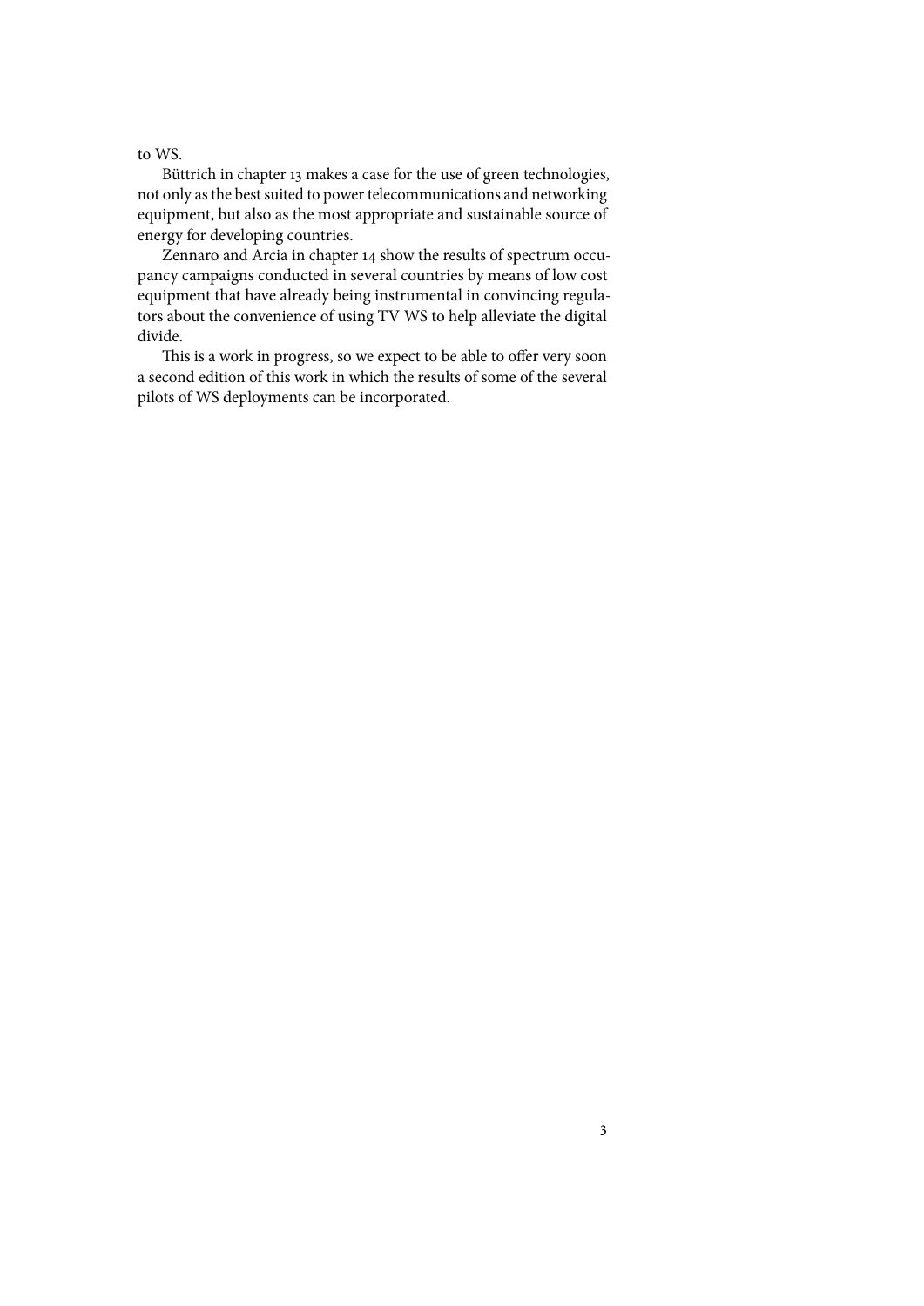to WS.

Büttrich in chapter 13 makes a case for the use of green technologies, not only as the best suited to power telecommunications and networking equipment, but also as the most appropriate and sustainable source of energy for developing countries.

Zennaro and Arcia in chapter 14 show the results of spectrum occupancy campaigns conducted in several countries by means of low cost equipment that have already being instrumental in convincing regulators about the convenience of using TV WS to help alleviate the digital divide.

This is a work in progress, so we expect to be able to offer very soon a second edition of this work in which the results of some of the several pilots of WS deployments can be incorporated.